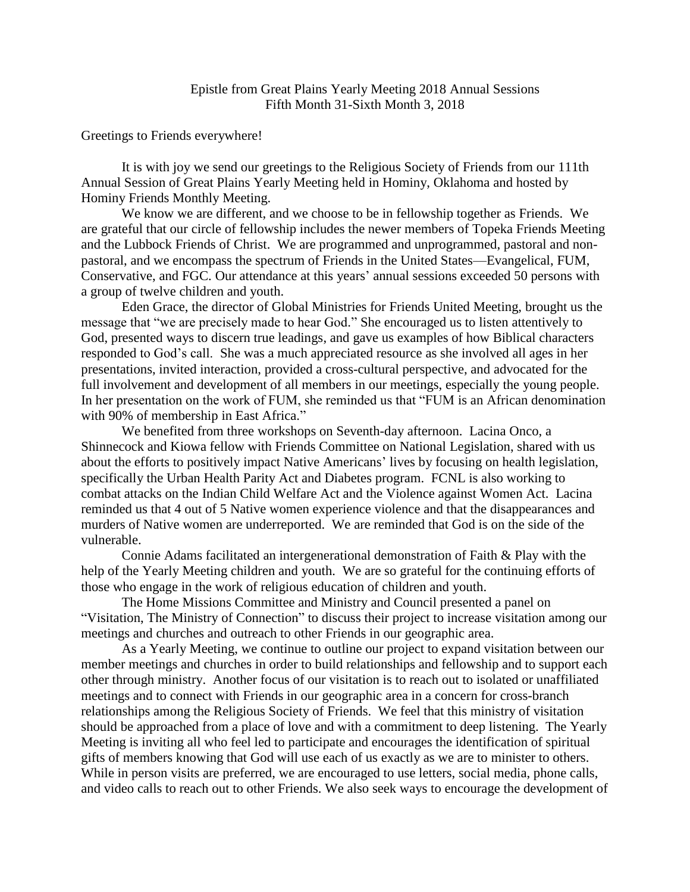# Epistle from Great Plains Yearly Meeting 2018 Annual Sessions
## Fifth Month 31-Sixth Month 3, 2018

Greetings to Friends everywhere!

It is with joy we send our greetings to the Religious Society of Friends from our 111th Annual Session of Great Plains Yearly Meeting held in Hominy, Oklahoma and hosted by Hominy Friends Monthly Meeting.

We know we are different, and we choose to be in fellowship together as Friends. We are grateful that our circle of fellowship includes the newer members of Topeka Friends Meeting and the Lubbock Friends of Christ. We are programmed and unprogrammed, pastoral and non-pastoral, and we encompass the spectrum of Friends in the United States—Evangelical, FUM, Conservative, and FGC. Our attendance at this years' annual sessions exceeded 50 persons with a group of twelve children and youth.

Eden Grace, the director of Global Ministries for Friends United Meeting, brought us the message that "we are precisely made to hear God." She encouraged us to listen attentively to God, presented ways to discern true leadings, and gave us examples of how Biblical characters responded to God's call. She was a much appreciated resource as she involved all ages in her presentations, invited interaction, provided a cross-cultural perspective, and advocated for the full involvement and development of all members in our meetings, especially the young people. In her presentation on the work of FUM, she reminded us that "FUM is an African denomination with 90% of membership in East Africa."

We benefited from three workshops on Seventh-day afternoon. Lacina Onco, a Shinnecock and Kiowa fellow with Friends Committee on National Legislation, shared with us about the efforts to positively impact Native Americans' lives by focusing on health legislation, specifically the Urban Health Parity Act and Diabetes program. FCNL is also working to combat attacks on the Indian Child Welfare Act and the Violence against Women Act. Lacina reminded us that 4 out of 5 Native women experience violence and that the disappearances and murders of Native women are underreported. We are reminded that God is on the side of the vulnerable.

Connie Adams facilitated an intergenerational demonstration of Faith & Play with the help of the Yearly Meeting children and youth. We are so grateful for the continuing efforts of those who engage in the work of religious education of children and youth.

The Home Missions Committee and Ministry and Council presented a panel on "Visitation, The Ministry of Connection" to discuss their project to increase visitation among our meetings and churches and outreach to other Friends in our geographic area.

As a Yearly Meeting, we continue to outline our project to expand visitation between our member meetings and churches in order to build relationships and fellowship and to support each other through ministry. Another focus of our visitation is to reach out to isolated or unaffiliated meetings and to connect with Friends in our geographic area in a concern for cross-branch relationships among the Religious Society of Friends. We feel that this ministry of visitation should be approached from a place of love and with a commitment to deep listening. The Yearly Meeting is inviting all who feel led to participate and encourages the identification of spiritual gifts of members knowing that God will use each of us exactly as we are to minister to others. While in person visits are preferred, we are encouraged to use letters, social media, phone calls, and video calls to reach out to other Friends. We also seek ways to encourage the development of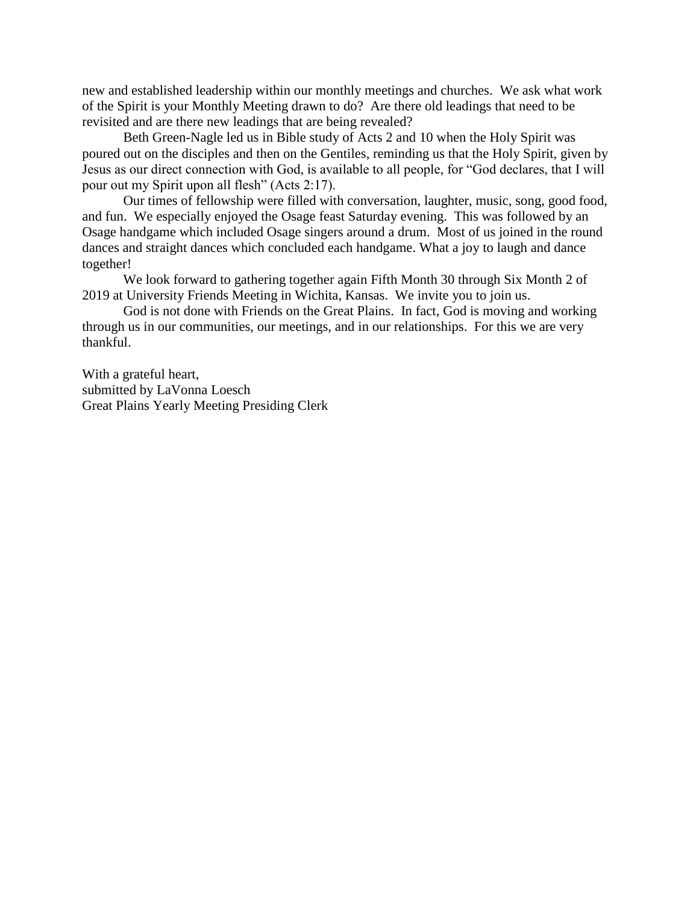new and established leadership within our monthly meetings and churches. We ask what work of the Spirit is your Monthly Meeting drawn to do? Are there old leadings that need to be revisited and are there new leadings that are being revealed?

Beth Green-Nagle led us in Bible study of Acts 2 and 10 when the Holy Spirit was poured out on the disciples and then on the Gentiles, reminding us that the Holy Spirit, given by Jesus as our direct connection with God, is available to all people, for "God declares, that I will pour out my Spirit upon all flesh" (Acts 2:17).

Our times of fellowship were filled with conversation, laughter, music, song, good food, and fun. We especially enjoyed the Osage feast Saturday evening. This was followed by an Osage handgame which included Osage singers around a drum. Most of us joined in the round dances and straight dances which concluded each handgame. What a joy to laugh and dance together!

We look forward to gathering together again Fifth Month 30 through Six Month 2 of 2019 at University Friends Meeting in Wichita, Kansas. We invite you to join us.

God is not done with Friends on the Great Plains. In fact, God is moving and working through us in our communities, our meetings, and in our relationships. For this we are very thankful.

With a grateful heart,
submitted by LaVonna Loesch
Great Plains Yearly Meeting Presiding Clerk